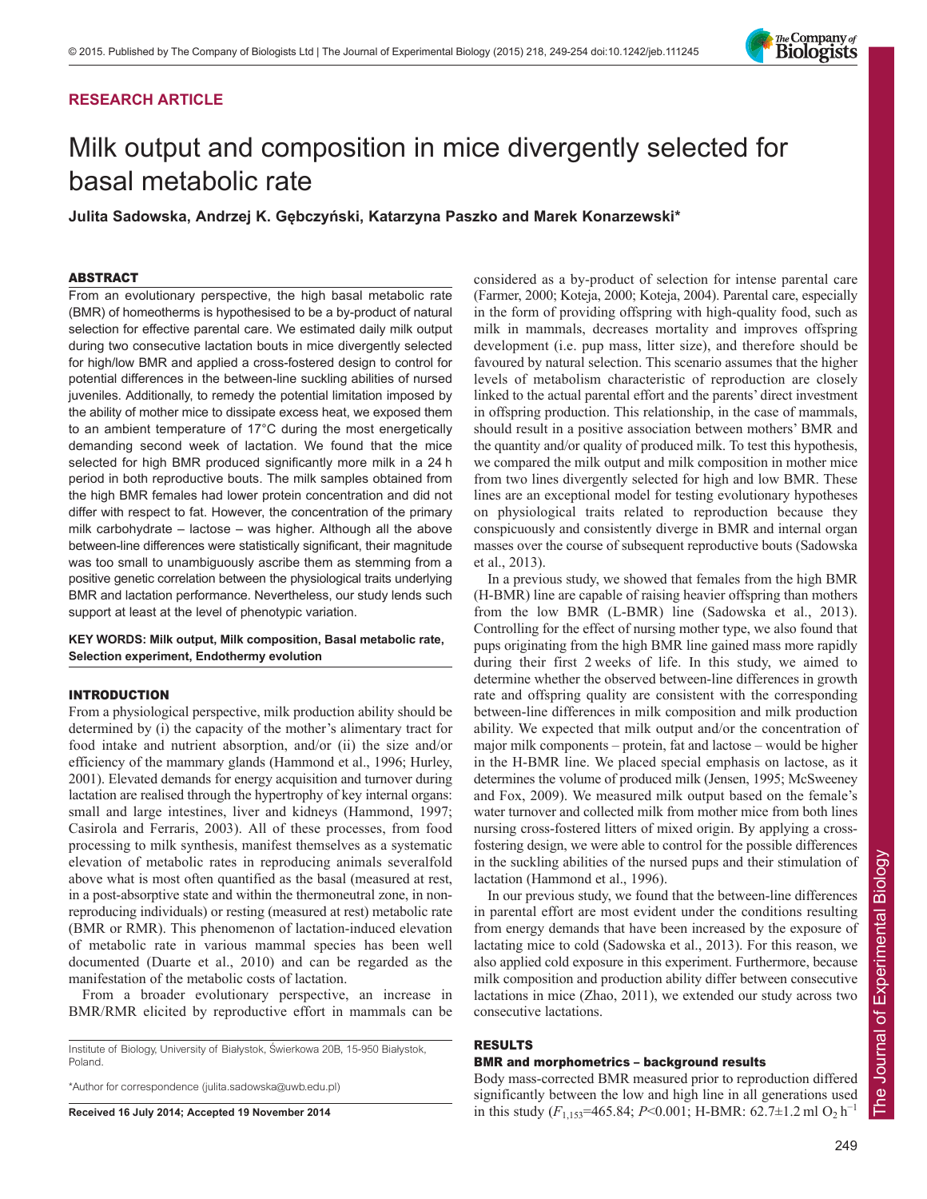**RESEARCH ARTICLE**

# Milk output and composition in mice divergently selected for basal metabolic rate

**Julita Sadowska, Andrzej K. Gębczyński, Katarzyna Paszko and Marek Konarzewski***

## ABSTRACT

From an evolutionary perspective, the high basal metabolic rate (BMR) of homeotherms is hypothesised to be a by-product of natural selection for effective parental care. We estimated daily milk output during two consecutive lactation bouts in mice divergently selected for high/low BMR and applied a cross-fostered design to control for potential differences in the between-line suckling abilities of nursed juveniles. Additionally, to remedy the potential limitation imposed by the ability of mother mice to dissipate excess heat, we exposed them to an ambient temperature of 17°C during the most energetically demanding second week of lactation. We found that the mice selected for high BMR produced significantly more milk in a 24 h period in both reproductive bouts. The milk samples obtained from the high BMR females had lower protein concentration and did not differ with respect to fat. However, the concentration of the primary milk carbohydrate – lactose – was higher. Although all the above between-line differences were statistically significant, their magnitude was too small to unambiguously ascribe them as stemming from a positive genetic correlation between the physiological traits underlying BMR and lactation performance. Nevertheless, our study lends such support at least at the level of phenotypic variation.

**KEY WORDS: Milk output, Milk composition, Basal metabolic rate, Selection experiment, Endothermy evolution**

## INTRODUCTION

From a physiological perspective, milk production ability should be determined by (i) the capacity of the mother's alimentary tract for food intake and nutrient absorption, and/or (ii) the size and/or efficiency of the mammary glands (Hammond et al., 1996; Hurley, 2001). Elevated demands for energy acquisition and turnover during lactation are realised through the hypertrophy of key internal organs: small and large intestines, liver and kidneys (Hammond, 1997; Casirola and Ferraris, 2003). All of these processes, from food processing to milk synthesis, manifest themselves as a systematic elevation of metabolic rates in reproducing animals severalfold above what is most often quantified as the basal (measured at rest, in a post-absorptive state and within the thermoneutral zone, in non-reproducing individuals) or resting (measured at rest) metabolic rate (BMR or RMR). This phenomenon of lactation-induced elevation of metabolic rate in various mammal species has been well documented (Duarte et al., 2010) and can be regarded as the manifestation of the metabolic costs of lactation.

From a broader evolutionary perspective, an increase in BMR/RMR elicited by reproductive effort in mammals can be considered as a by-product of selection for intense parental care (Farmer, 2000; Koteja, 2000; Koteja, 2004). Parental care, especially in the form of providing offspring with high-quality food, such as milk in mammals, decreases mortality and improves offspring development (i.e. pup mass, litter size), and therefore should be favoured by natural selection. This scenario assumes that the higher levels of metabolism characteristic of reproduction are closely linked to the actual parental effort and the parents' direct investment in offspring production. This relationship, in the case of mammals, should result in a positive association between mothers' BMR and the quantity and/or quality of produced milk. To test this hypothesis, we compared the milk output and milk composition in mother mice from two lines divergently selected for high and low BMR. These lines are an exceptional model for testing evolutionary hypotheses on physiological traits related to reproduction because they conspicuously and consistently diverge in BMR and internal organ masses over the course of subsequent reproductive bouts (Sadowska et al., 2013).

In a previous study, we showed that females from the high BMR (H-BMR) line are capable of raising heavier offspring than mothers from the low BMR (L-BMR) line (Sadowska et al., 2013). Controlling for the effect of nursing mother type, we also found that pups originating from the high BMR line gained mass more rapidly during their first 2 weeks of life. In this study, we aimed to determine whether the observed between-line differences in growth rate and offspring quality are consistent with the corresponding between-line differences in milk composition and milk production ability. We expected that milk output and/or the concentration of major milk components – protein, fat and lactose – would be higher in the H-BMR line. We placed special emphasis on lactose, as it determines the volume of produced milk (Jensen, 1995; McSweeney and Fox, 2009). We measured milk output based on the female's water turnover and collected milk from mother mice from both lines nursing cross-fostered litters of mixed origin. By applying a cross-fostering design, we were able to control for the possible differences in the suckling abilities of the nursed pups and their stimulation of lactation (Hammond et al., 1996).

In our previous study, we found that the between-line differences in parental effort are most evident under the conditions resulting from energy demands that have been increased by the exposure of lactating mice to cold (Sadowska et al., 2013). For this reason, we also applied cold exposure in this experiment. Furthermore, because milk composition and production ability differ between consecutive lactations in mice (Zhao, 2011), we extended our study across two consecutive lactations.

Institute of Biology, University of Białystok, Świerkowa 20B, 15-950 Białystok, Poland.

*Author for correspondence (julita.sadowska@uwb.edu.pl)

**Received 16 July 2014; Accepted 19 November 2014**

## RESULTS

### BMR and morphometrics – background results

Body mass-corrected BMR measured prior to reproduction differed significantly between the low and high line in all generations used in this study ($F_{1,153}$=465.84; $P$<0.001; H-BMR: 62.7±1.2 ml $O_2$ $h^{-1}$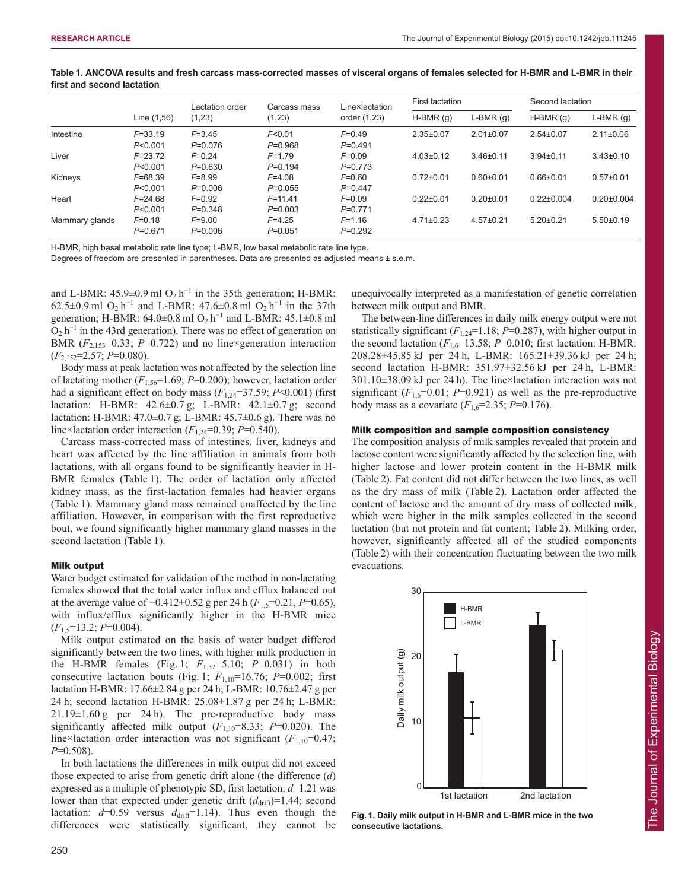**Table 1. ANCOVA results and fresh carcass mass-corrected masses of visceral organs of females selected for H-BMR and L-BMR in their first and second lactation**

| | Line (1,56) | Lactation order (1,23) | Carcass mass (1,23) | Line×lactation order (1,23) | First lactation | | Second lactation | |
|---|---|---|---|---|---|---|---|---|
| | | | | | H-BMR (g) | L-BMR (g) | H-BMR (g) | L-BMR (g) |
| Intestine | $F$=33.19 $P$<0.001 | $F$=3.45 $P$=0.076 | $F$<0.01 $P$=0.968 | $F$=0.49 $P$=0.491 | 2.35±0.07 | 2.01±0.07 | 2.54±0.07 | 2.11±0.06 |
| Liver | $F$=23.72 $P$<0.001 | $F$=0.24 $P$=0.630 | $F$=1.79 $P$=0.194 | $F$=0.09 $P$=0.773 | 4.03±0.12 | 3.46±0.11 | 3.94±0.11 | 3.43±0.10 |
| Kidneys | $F$=68.39 $P$<0.001 | $F$=8.99 $P$=0.006 | $F$=4.08 $P$=0.055 | $F$=0.60 $P$=0.447 | 0.72±0.01 | 0.60±0.01 | 0.66±0.01 | 0.57±0.01 |
| Heart | $F$=24.68 $P$<0.001 | $F$=0.92 $P$=0.348 | $F$=11.41 $P$=0.003 | $F$=0.09 $P$=0.771 | 0.22±0.01 | 0.20±0.01 | 0.22±0.004 | 0.20±0.004 |
| Mammary glands | $F$=0.18 $P$=0.671 | $F$=9.00 $P$=0.006 | $F$=4.25 $P$=0.051 | $F$=1.16 $P$=0.292 | 4.71±0.23 | 4.57±0.21 | 5.20±0.21 | 5.50±0.19 |

H-BMR, high basal metabolic rate line type; L-BMR, low basal metabolic rate line type.
Degrees of freedom are presented in parentheses. Data are presented as adjusted means ± s.e.m.

and L-BMR: 45.9±0.9 ml $O_2$ $h^{-1}$ in the 35th generation; H-BMR: 62.5±0.9 ml $O_2$ $h^{-1}$ and L-BMR: 47.6±0.8 ml $O_2$ $h^{-1}$ in the 37th generation; H-BMR: 64.0±0.8 ml $O_2$ $h^{-1}$ and L-BMR: 45.1±0.8 ml $O_2$ $h^{-1}$ in the 43rd generation). There was no effect of generation on BMR ($F_{2,153}$=0.33; $P$=0.722) and no line×generation interaction ($F_{2,152}$=2.57; $P$=0.080).

Body mass at peak lactation was not affected by the selection line of lactating mother ($F_{1,56}$=1.69; $P$=0.200); however, lactation order had a significant effect on body mass ($F_{1,24}$=37.59; $P$<0.001) (first lactation: H-BMR: 42.6±0.7 g; L-BMR: 42.1±0.7 g; second lactation: H-BMR: 47.0±0.7 g; L-BMR: 45.7±0.6 g). There was no line×lactation order interaction ($F_{1,24}$=0.39; $P$=0.540).

Carcass mass-corrected mass of intestines, liver, kidneys and heart was affected by the line affiliation in animals from both lactations, with all organs found to be significantly heavier in H-BMR females (Table 1). The order of lactation only affected kidney mass, as the first-lactation females had heavier organs (Table 1). Mammary gland mass remained unaffected by the line affiliation. However, in comparison with the first reproductive bout, we found significantly higher mammary gland masses in the second lactation (Table 1).

### Milk output

Water budget estimated for validation of the method in non-lactating females showed that the total water influx and efflux balanced out at the average value of −0.412±0.52 g per 24 h ($F_{1,5}$=0.21, $P$=0.65), with influx/efflux significantly higher in the H-BMR mice ($F_{1,5}$=13.2; $P$=0.004).

Milk output estimated on the basis of water budget differed significantly between the two lines, with higher milk production in the H-BMR females (Fig. 1; $F_{1,32}$=5.10; $P$=0.031) in both consecutive lactation bouts (Fig. 1; $F_{1,10}$=16.76; $P$=0.002; first lactation H-BMR: 17.66±2.84 g per 24 h; L-BMR: 10.76±2.47 g per 24 h; second lactation H-BMR: 25.08±1.87 g per 24 h; L-BMR: 21.19±1.60 g per 24 h). The pre-reproductive body mass significantly affected milk output ($F_{1,10}$=8.33; $P$=0.020). The line×lactation order interaction was not significant ($F_{1,10}$=0.47; $P$=0.508).

In both lactations the differences in milk output did not exceed those expected to arise from genetic drift alone (the difference ($d$) expressed as a multiple of phenotypic SD, first lactation: $d$=1.21 was lower than that expected under genetic drift ($d_{drift}$)=1.44; second lactation: $d$=0.59 versus $d_{drift}$=1.14). Thus even though the differences were statistically significant, they cannot be unequivocally interpreted as a manifestation of genetic correlation between milk output and BMR.

The between-line differences in daily milk energy output were not statistically significant ($F_{1,24}$=1.18; $P$=0.287), with higher output in the second lactation ($F_{1,6}$=13.58; $P$=0.010; first lactation: H-BMR: 208.28±45.85 kJ per 24 h, L-BMR: 165.21±39.36 kJ per 24 h; second lactation H-BMR: 351.97±32.56 kJ per 24 h, L-BMR: 301.10±38.09 kJ per 24 h). The line×lactation interaction was not significant ($F_{1,6}$=0.01; $P$=0.921) as well as the pre-reproductive body mass as a covariate ($F_{1,6}$=2.35; $P$=0.176).

### Milk composition and sample composition consistency

The composition analysis of milk samples revealed that protein and lactose content were significantly affected by the selection line, with higher lactose and lower protein content in the H-BMR milk (Table 2). Fat content did not differ between the two lines, as well as the dry mass of milk (Table 2). Lactation order affected the content of lactose and the amount of dry mass of collected milk, which were higher in the milk samples collected in the second lactation (but not protein and fat content; Table 2). Milking order, however, significantly affected all of the studied components (Table 2) with their concentration fluctuating between the two milk evacuations.

**Fig. 1. Daily milk output in H-BMR and L-BMR mice in the two consecutive lactations.**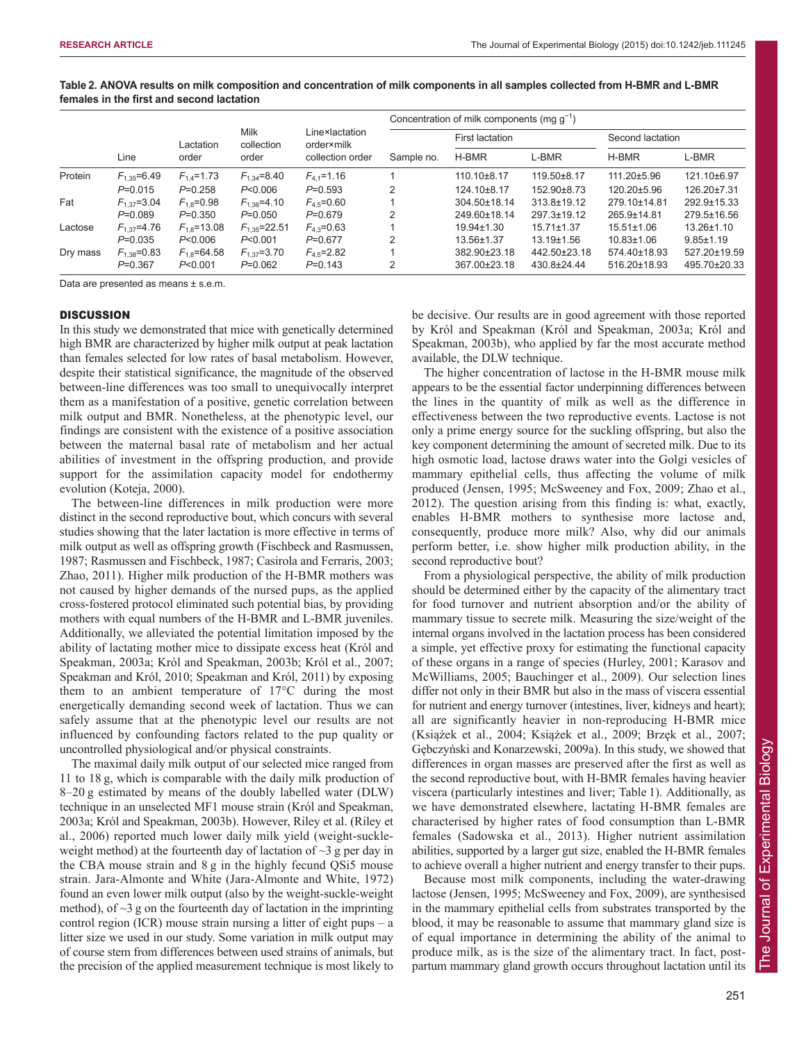**Table 2. ANOVA results on milk composition and concentration of milk components in all samples collected from H-BMR and L-BMR females in the first and second lactation**

| | Line | Lactation order | Milk collection order | Line×lactation order×milk collection order | Sample no. | First lactation H-BMR | First lactation L-BMR | Second lactation H-BMR | Second lactation L-BMR |
|---|---|---|---|---|---|---|---|---|---|
| | | | | | | Concentration of milk components (mg $g^{-1}$) | | | |
| Protein | $F_{1,35}$=6.49 | $F_{1,4}$=1.73 | $F_{1,34}$=8.40 | $F_{4,1}$=1.16 | 1 | 110.10±8.17 | 119.50±8.17 | 111.20±5.96 | 121.10±6.97 |
| | $P$=0.015 | $P$=0.258 | $P$<0.006 | $P$=0.593 | 2 | 124.10±8.17 | 152.90±8.73 | 120.20±5.96 | 126.20±7.31 |
| Fat | $F_{1,37}$=3.04 | $F_{1,8}$=0.98 | $F_{1,36}$=4.10 | $F_{4,5}$=0.60 | 1 | 304.50±18.14 | 313.8±19.12 | 279.10±14.81 | 292.9±15.33 |
| | $P$=0.089 | $P$=0.350 | $P$=0.050 | $P$=0.679 | 2 | 249.60±18.14 | 297.3±19.12 | 265.9±14.81 | 279.5±16.56 |
| Lactose | $F_{1,37}$=4.76 | $F_{1,8}$=13.08 | $F_{1,35}$=22.51 | $F_{4,3}$=0.63 | 1 | 19.94±1.30 | 15.71±1.37 | 15.51±1.06 | 13.26±1.10 |
| | $P$=0.035 | $P$<0.006 | $P$<0.001 | $P$=0.677 | 2 | 13.56±1.37 | 13.19±1.56 | 10.83±1.06 | 9.85±1.19 |
| Dry mass | $F_{1,38}$=0.83 | $F_{1,8}$=64.58 | $F_{1,37}$=3.70 | $F_{4,5}$=2.82 | 1 | 382.90±23.18 | 442.50±23.18 | 574.40±18.93 | 527.20±19.59 |
| | $P$=0.367 | $P$<0.001 | $P$=0.062 | $P$=0.143 | 2 | 367.00±23.18 | 430.8±24.44 | 516.20±18.93 | 495.70±20.33 |

Data are presented as means ± s.e.m.

## DISCUSSION

In this study we demonstrated that mice with genetically determined high BMR are characterized by higher milk output at peak lactation than females selected for low rates of basal metabolism. However, despite their statistical significance, the magnitude of the observed between-line differences was too small to unequivocally interpret them as a manifestation of a positive, genetic correlation between milk output and BMR. Nonetheless, at the phenotypic level, our findings are consistent with the existence of a positive association between the maternal basal rate of metabolism and her actual abilities of investment in the offspring production, and provide support for the assimilation capacity model for endothermy evolution (Koteja, 2000).

The between-line differences in milk production were more distinct in the second reproductive bout, which concurs with several studies showing that the later lactation is more effective in terms of milk output as well as offspring growth (Fischbeck and Rasmussen, 1987; Rasmussen and Fischbeck, 1987; Casirola and Ferraris, 2003; Zhao, 2011). Higher milk production of the H-BMR mothers was not caused by higher demands of the nursed pups, as the applied cross-fostered protocol eliminated such potential bias, by providing mothers with equal numbers of the H-BMR and L-BMR juveniles. Additionally, we alleviated the potential limitation imposed by the ability of lactating mother mice to dissipate excess heat (Król and Speakman, 2003a; Król and Speakman, 2003b; Król et al., 2007; Speakman and Król, 2010; Speakman and Król, 2011) by exposing them to an ambient temperature of 17°C during the most energetically demanding second week of lactation. Thus we can safely assume that at the phenotypic level our results are not influenced by confounding factors related to the pup quality or uncontrolled physiological and/or physical constraints.

The maximal daily milk output of our selected mice ranged from 11 to 18 g, which is comparable with the daily milk production of 8–20 g estimated by means of the doubly labelled water (DLW) technique in an unselected MF1 mouse strain (Król and Speakman, 2003a; Król and Speakman, 2003b). However, Riley et al. (Riley et al., 2006) reported much lower daily milk yield (weight-suckle-weight method) at the fourteenth day of lactation of ~3 g per day in the CBA mouse strain and 8 g in the highly fecund QSi5 mouse strain. Jara-Almonte and White (Jara-Almonte and White, 1972) found an even lower milk output (also by the weight-suckle-weight method), of ~3 g on the fourteenth day of lactation in the imprinting control region (ICR) mouse strain nursing a litter of eight pups – a litter size we used in our study. Some variation in milk output may of course stem from differences between used strains of animals, but the precision of the applied measurement technique is most likely to be decisive. Our results are in good agreement with those reported by Król and Speakman (Król and Speakman, 2003a; Król and Speakman, 2003b), who applied by far the most accurate method available, the DLW technique.

The higher concentration of lactose in the H-BMR mouse milk appears to be the essential factor underpinning differences between the lines in the quantity of milk as well as the difference in effectiveness between the two reproductive events. Lactose is not only a prime energy source for the suckling offspring, but also the key component determining the amount of secreted milk. Due to its high osmotic load, lactose draws water into the Golgi vesicles of mammary epithelial cells, thus affecting the volume of milk produced (Jensen, 1995; McSweeney and Fox, 2009; Zhao et al., 2012). The question arising from this finding is: what, exactly, enables H-BMR mothers to synthesise more lactose and, consequently, produce more milk? Also, why did our animals perform better, i.e. show higher milk production ability, in the second reproductive bout?

From a physiological perspective, the ability of milk production should be determined either by the capacity of the alimentary tract for food turnover and nutrient absorption and/or the ability of mammary tissue to secrete milk. Measuring the size/weight of the internal organs involved in the lactation process has been considered a simple, yet effective proxy for estimating the functional capacity of these organs in a range of species (Hurley, 2001; Karasov and McWilliams, 2005; Bauchinger et al., 2009). Our selection lines differ not only in their BMR but also in the mass of viscera essential for nutrient and energy turnover (intestines, liver, kidneys and heart); all are significantly heavier in non-reproducing H-BMR mice (Książek et al., 2004; Książek et al., 2009; Brzęk et al., 2007; Gębczyński and Konarzewski, 2009a). In this study, we showed that differences in organ masses are preserved after the first as well as the second reproductive bout, with H-BMR females having heavier viscera (particularly intestines and liver; Table 1). Additionally, as we have demonstrated elsewhere, lactating H-BMR females are characterised by higher rates of food consumption than L-BMR females (Sadowska et al., 2013). Higher nutrient assimilation abilities, supported by a larger gut size, enabled the H-BMR females to achieve overall a higher nutrient and energy transfer to their pups.

Because most milk components, including the water-drawing lactose (Jensen, 1995; McSweeney and Fox, 2009), are synthesised in the mammary epithelial cells from substrates transported by the blood, it may be reasonable to assume that mammary gland size is of equal importance in determining the ability of the animal to produce milk, as is the size of the alimentary tract. In fact, post-partum mammary gland growth occurs throughout lactation until its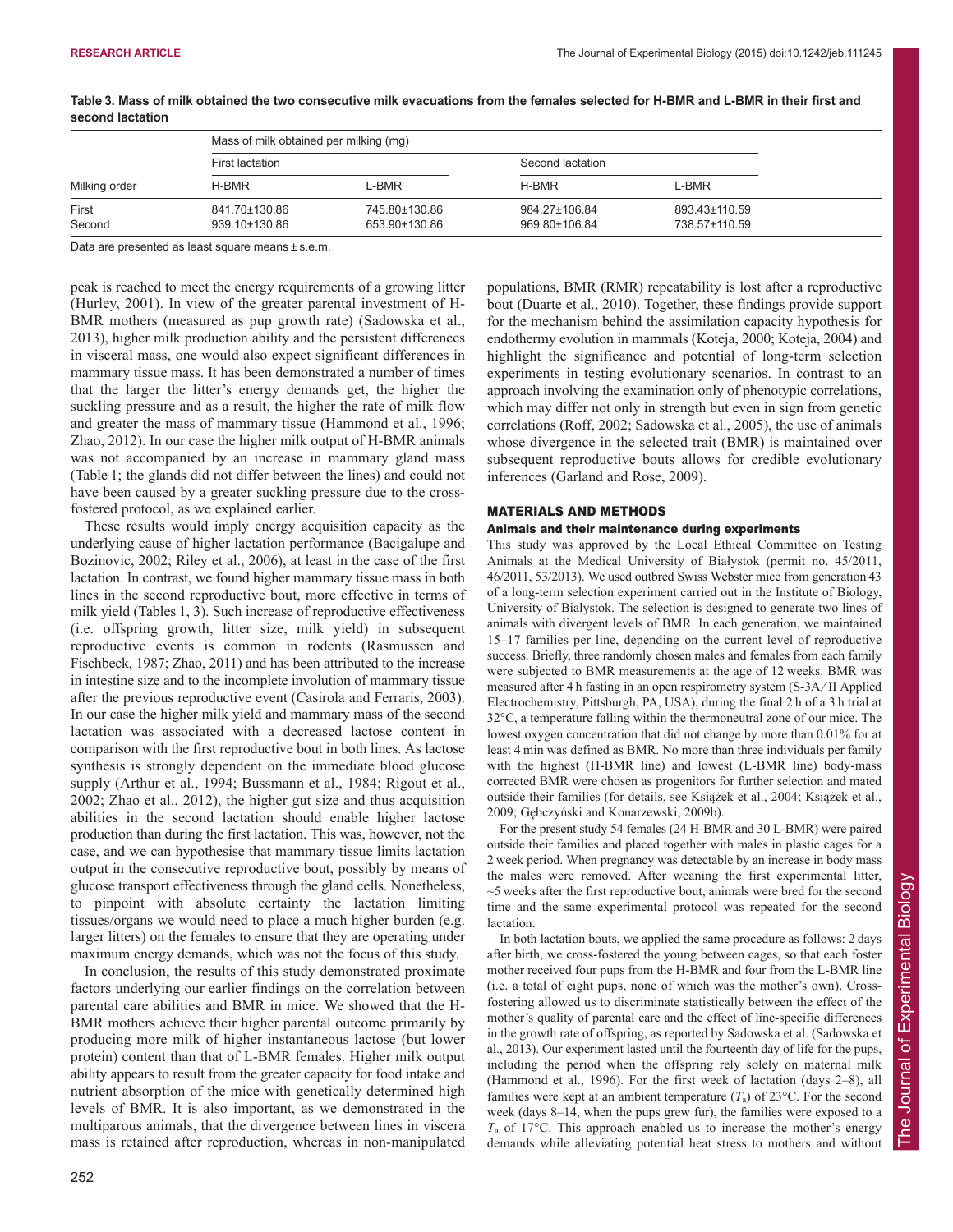**Table 3. Mass of milk obtained the two consecutive milk evacuations from the females selected for H-BMR and L-BMR in their first and second lactation**

| Milking order | Mass of milk obtained per milking (mg) | | | |
|---|---|---|---|---|
| | First lactation | | Second lactation | |
| | H-BMR | L-BMR | H-BMR | L-BMR |
| First | 841.70±130.86 | 745.80±130.86 | 984.27±106.84 | 893.43±110.59 |
| Second | 939.10±130.86 | 653.90±130.86 | 969.80±106.84 | 738.57±110.59 |

Data are presented as least square means ± s.e.m.

peak is reached to meet the energy requirements of a growing litter (Hurley, 2001). In view of the greater parental investment of H-BMR mothers (measured as pup growth rate) (Sadowska et al., 2013), higher milk production ability and the persistent differences in visceral mass, one would also expect significant differences in mammary tissue mass. It has been demonstrated a number of times that the larger the litter's energy demands get, the higher the suckling pressure and as a result, the higher the rate of milk flow and greater the mass of mammary tissue (Hammond et al., 1996; Zhao, 2012). In our case the higher milk output of H-BMR animals was not accompanied by an increase in mammary gland mass (Table 1; the glands did not differ between the lines) and could not have been caused by a greater suckling pressure due to the cross-fostered protocol, as we explained earlier.

These results would imply energy acquisition capacity as the underlying cause of higher lactation performance (Bacigalupe and Bozinovic, 2002; Riley et al., 2006), at least in the case of the first lactation. In contrast, we found higher mammary tissue mass in both lines in the second reproductive bout, more effective in terms of milk yield (Tables 1, 3). Such increase of reproductive effectiveness (i.e. offspring growth, litter size, milk yield) in subsequent reproductive events is common in rodents (Rasmussen and Fischbeck, 1987; Zhao, 2011) and has been attributed to the increase in intestine size and to the incomplete involution of mammary tissue after the previous reproductive event (Casirola and Ferraris, 2003). In our case the higher milk yield and mammary mass of the second lactation was associated with a decreased lactose content in comparison with the first reproductive bout in both lines. As lactose synthesis is strongly dependent on the immediate blood glucose supply (Arthur et al., 1994; Bussmann et al., 1984; Rigout et al., 2002; Zhao et al., 2012), the higher gut size and thus acquisition abilities in the second lactation should enable higher lactose production than during the first lactation. This was, however, not the case, and we can hypothesise that mammary tissue limits lactation output in the consecutive reproductive bout, possibly by means of glucose transport effectiveness through the gland cells. Nonetheless, to pinpoint with absolute certainty the lactation limiting tissues/organs we would need to place a much higher burden (e.g. larger litters) on the females to ensure that they are operating under maximum energy demands, which was not the focus of this study.

In conclusion, the results of this study demonstrated proximate factors underlying our earlier findings on the correlation between parental care abilities and BMR in mice. We showed that the H-BMR mothers achieve their higher parental outcome primarily by producing more milk of higher instantaneous lactose (but lower protein) content than that of L-BMR females. Higher milk output ability appears to result from the greater capacity for food intake and nutrient absorption of the mice with genetically determined high levels of BMR. It is also important, as we demonstrated in the multiparous animals, that the divergence between lines in viscera mass is retained after reproduction, whereas in non-manipulated populations, BMR (RMR) repeatability is lost after a reproductive bout (Duarte et al., 2010). Together, these findings provide support for the mechanism behind the assimilation capacity hypothesis for endothermy evolution in mammals (Koteja, 2000; Koteja, 2004) and highlight the significance and potential of long-term selection experiments in testing evolutionary scenarios. In contrast to an approach involving the examination only of phenotypic correlations, which may differ not only in strength but even in sign from genetic correlations (Roff, 2002; Sadowska et al., 2005), the use of animals whose divergence in the selected trait (BMR) is maintained over subsequent reproductive bouts allows for credible evolutionary inferences (Garland and Rose, 2009).

## MATERIALS AND METHODS

### Animals and their maintenance during experiments

This study was approved by the Local Ethical Committee on Testing Animals at the Medical University of Białystok (permit no. 45/2011, 46/2011, 53/2013). We used outbred Swiss Webster mice from generation 43 of a long-term selection experiment carried out in the Institute of Biology, University of Bialystok. The selection is designed to generate two lines of animals with divergent levels of BMR. In each generation, we maintained 15–17 families per line, depending on the current level of reproductive success. Briefly, three randomly chosen males and females from each family were subjected to BMR measurements at the age of 12 weeks. BMR was measured after 4 h fasting in an open respirometry system (S-3A/II Applied Electrochemistry, Pittsburgh, PA, USA), during the final 2 h of a 3 h trial at 32°C, a temperature falling within the thermoneutral zone of our mice. The lowest oxygen concentration that did not change by more than 0.01% for at least 4 min was defined as BMR. No more than three individuals per family with the highest (H-BMR line) and lowest (L-BMR line) body-mass corrected BMR were chosen as progenitors for further selection and mated outside their families (for details, see Książek et al., 2004; Książek et al., 2009; Gębczyński and Konarzewski, 2009b).

For the present study 54 females (24 H-BMR and 30 L-BMR) were paired outside their families and placed together with males in plastic cages for a 2 week period. When pregnancy was detectable by an increase in body mass the males were removed. After weaning the first experimental litter, ~5 weeks after the first reproductive bout, animals were bred for the second time and the same experimental protocol was repeated for the second lactation.

In both lactation bouts, we applied the same procedure as follows: 2 days after birth, we cross-fostered the young between cages, so that each foster mother received four pups from the H-BMR and four from the L-BMR line (i.e. a total of eight pups, none of which was the mother's own). Cross-fostering allowed us to discriminate statistically between the effect of the mother's quality of parental care and the effect of line-specific differences in the growth rate of offspring, as reported by Sadowska et al. (Sadowska et al., 2013). Our experiment lasted until the fourteenth day of life for the pups, including the period when the offspring rely solely on maternal milk (Hammond et al., 1996). For the first week of lactation (days 2–8), all families were kept at an ambient temperature ($T_a$) of 23°C. For the second week (days 8–14, when the pups grew fur), the families were exposed to a $T_a$ of 17°C. This approach enabled us to increase the mother's energy demands while alleviating potential heat stress to mothers and without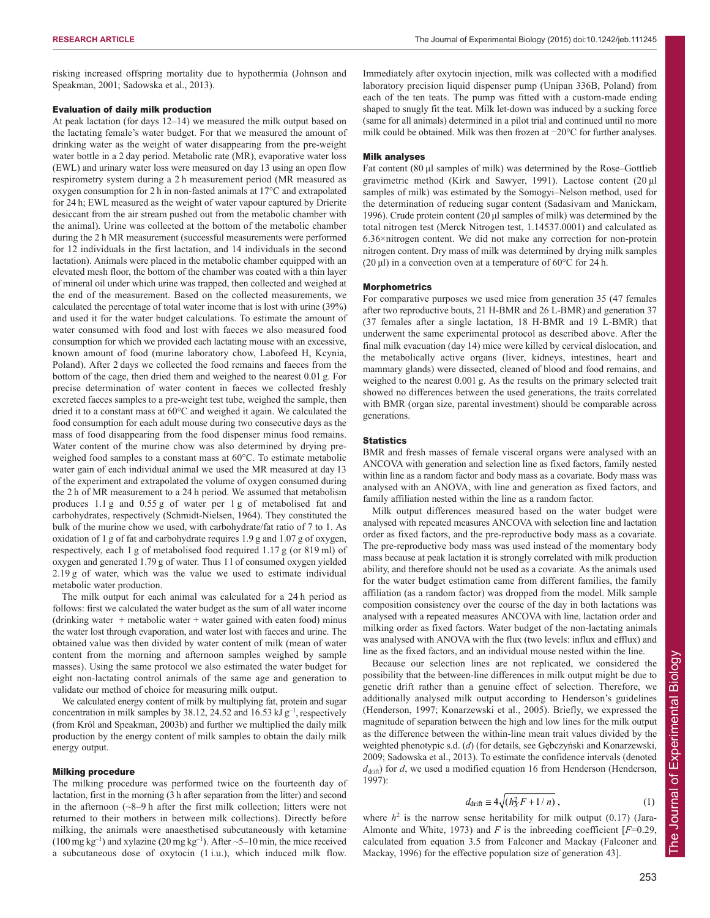risking increased offspring mortality due to hypothermia (Johnson and Speakman, 2001; Sadowska et al., 2013).

### Evaluation of daily milk production

At peak lactation (for days 12–14) we measured the milk output based on the lactating female's water budget. For that we measured the amount of drinking water as the weight of water disappearing from the pre-weight water bottle in a 2 day period. Metabolic rate (MR), evaporative water loss (EWL) and urinary water loss were measured on day 13 using an open flow respirometry system during a 2 h measurement period (MR measured as oxygen consumption for 2 h in non-fasted animals at 17°C and extrapolated for 24 h; EWL measured as the weight of water vapour captured by Drierite desiccant from the air stream pushed out from the metabolic chamber with the animal). Urine was collected at the bottom of the metabolic chamber during the 2 h MR measurement (successful measurements were performed for 12 individuals in the first lactation, and 14 individuals in the second lactation). Animals were placed in the metabolic chamber equipped with an elevated mesh floor, the bottom of the chamber was coated with a thin layer of mineral oil under which urine was trapped, then collected and weighed at the end of the measurement. Based on the collected measurements, we calculated the percentage of total water income that is lost with urine (39%) and used it for the water budget calculations. To estimate the amount of water consumed with food and lost with faeces we also measured food consumption for which we provided each lactating mouse with an excessive, known amount of food (murine laboratory chow, Labofeed H, Kcynia, Poland). After 2 days we collected the food remains and faeces from the bottom of the cage, then dried them and weighed to the nearest 0.01 g. For precise determination of water content in faeces we collected freshly excreted faeces samples to a pre-weight test tube, weighed the sample, then dried it to a constant mass at 60°C and weighed it again. We calculated the food consumption for each adult mouse during two consecutive days as the mass of food disappearing from the food dispenser minus food remains. Water content of the murine chow was also determined by drying pre-weighed food samples to a constant mass at 60°C. To estimate metabolic water gain of each individual animal we used the MR measured at day 13 of the experiment and extrapolated the volume of oxygen consumed during the 2 h of MR measurement to a 24 h period. We assumed that metabolism produces 1.1 g and 0.55 g of water per 1 g of metabolised fat and carbohydrates, respectively (Schmidt-Nielsen, 1964). They constituted the bulk of the murine chow we used, with carbohydrate/fat ratio of 7 to 1. As oxidation of 1 g of fat and carbohydrate requires 1.9 g and 1.07 g of oxygen, respectively, each 1 g of metabolised food required 1.17 g (or 819 ml) of oxygen and generated 1.79 g of water. Thus 1 l of consumed oxygen yielded 2.19 g of water, which was the value we used to estimate individual metabolic water production.

The milk output for each animal was calculated for a 24 h period as follows: first we calculated the water budget as the sum of all water income (drinking water + metabolic water + water gained with eaten food) minus the water lost through evaporation, and water lost with faeces and urine. The obtained value was then divided by water content of milk (mean of water content from the morning and afternoon samples weighed by sample masses). Using the same protocol we also estimated the water budget for eight non-lactating control animals of the same age and generation to validate our method of choice for measuring milk output.

We calculated energy content of milk by multiplying fat, protein and sugar concentration in milk samples by 38.12, 24.52 and 16.53 kJ $g^{-1}$, respectively (from Król and Speakman, 2003b) and further we multiplied the daily milk production by the energy content of milk samples to obtain the daily milk energy output.

### Milking procedure

The milking procedure was performed twice on the fourteenth day of lactation, first in the morning (3 h after separation from the litter) and second in the afternoon (~8–9 h after the first milk collection; litters were not returned to their mothers in between milk collections). Directly before milking, the animals were anaesthetised subcutaneously with ketamine (100 mg $kg^{-1}$) and xylazine (20 mg $kg^{-1}$). After ~5–10 min, the mice received a subcutaneous dose of oxytocin (1 i.u.), which induced milk flow. Immediately after oxytocin injection, milk was collected with a modified laboratory precision liquid dispenser pump (Unipan 336B, Poland) from each of the ten teats. The pump was fitted with a custom-made ending shaped to snugly fit the teat. Milk let-down was induced by a sucking force (same for all animals) determined in a pilot trial and continued until no more milk could be obtained. Milk was then frozen at −20°C for further analyses.

### Milk analyses

Fat content (80 µl samples of milk) was determined by the Rose–Gottlieb gravimetric method (Kirk and Sawyer, 1991). Lactose content (20 µl samples of milk) was estimated by the Somogyi–Nelson method, used for the determination of reducing sugar content (Sadasivam and Manickam, 1996). Crude protein content (20 µl samples of milk) was determined by the total nitrogen test (Merck Nitrogen test, 1.14537.0001) and calculated as 6.36×nitrogen content. We did not make any correction for non-protein nitrogen content. Dry mass of milk was determined by drying milk samples (20 µl) in a convection oven at a temperature of 60°C for 24 h.

### Morphometrics

For comparative purposes we used mice from generation 35 (47 females after two reproductive bouts, 21 H-BMR and 26 L-BMR) and generation 37 (37 females after a single lactation, 18 H-BMR and 19 L-BMR) that underwent the same experimental protocol as described above. After the final milk evacuation (day 14) mice were killed by cervical dislocation, and the metabolically active organs (liver, kidneys, intestines, heart and mammary glands) were dissected, cleaned of blood and food remains, and weighed to the nearest 0.001 g. As the results on the primary selected trait showed no differences between the used generations, the traits correlated with BMR (organ size, parental investment) should be comparable across generations.

### Statistics

BMR and fresh masses of female visceral organs were analysed with an ANCOVA with generation and selection line as fixed factors, family nested within line as a random factor and body mass as a covariate. Body mass was analysed with an ANOVA, with line and generation as fixed factors, and family affiliation nested within the line as a random factor.

Milk output differences measured based on the water budget were analysed with repeated measures ANCOVA with selection line and lactation order as fixed factors, and the pre-reproductive body mass as a covariate. The pre-reproductive body mass was used instead of the momentary body mass because at peak lactation it is strongly correlated with milk production ability, and therefore should not be used as a covariate. As the animals used for the water budget estimation came from different families, the family affiliation (as a random factor) was dropped from the model. Milk sample composition consistency over the course of the day in both lactations was analysed with a repeated measures ANCOVA with line, lactation order and milking order as fixed factors. Water budget of the non-lactating animals was analysed with ANOVA with the flux (two levels: influx and efflux) and line as the fixed factors, and an individual mouse nested within the line.

Because our selection lines are not replicated, we considered the possibility that the between-line differences in milk output might be due to genetic drift rather than a genuine effect of selection. Therefore, we additionally analysed milk output according to Henderson's guidelines (Henderson, 1997; Konarzewski et al., 2005). Briefly, we expressed the magnitude of separation between the high and low lines for the milk output as the difference between the within-line mean trait values divided by the weighted phenotypic s.d. ($d$) (for details, see Gębczyński and Konarzewski, 2009; Sadowska et al., 2013). To estimate the confidence intervals (denoted $d_{\mathrm{drift}}$) for $d$, we used a modified equation 16 from Henderson (Henderson, 1997):

$$d_{\mathrm{drift}} \cong 4\sqrt{(h_X^2 F + 1/n)}\,, \tag{1}$$

where $h^2$ is the narrow sense heritability for milk output (0.17) (Jara-Almonte and White, 1973) and $F$ is the inbreeding coefficient [$F$=0.29, calculated from equation 3.5 from Falconer and Mackay (Falconer and Mackay, 1996) for the effective population size of generation 43].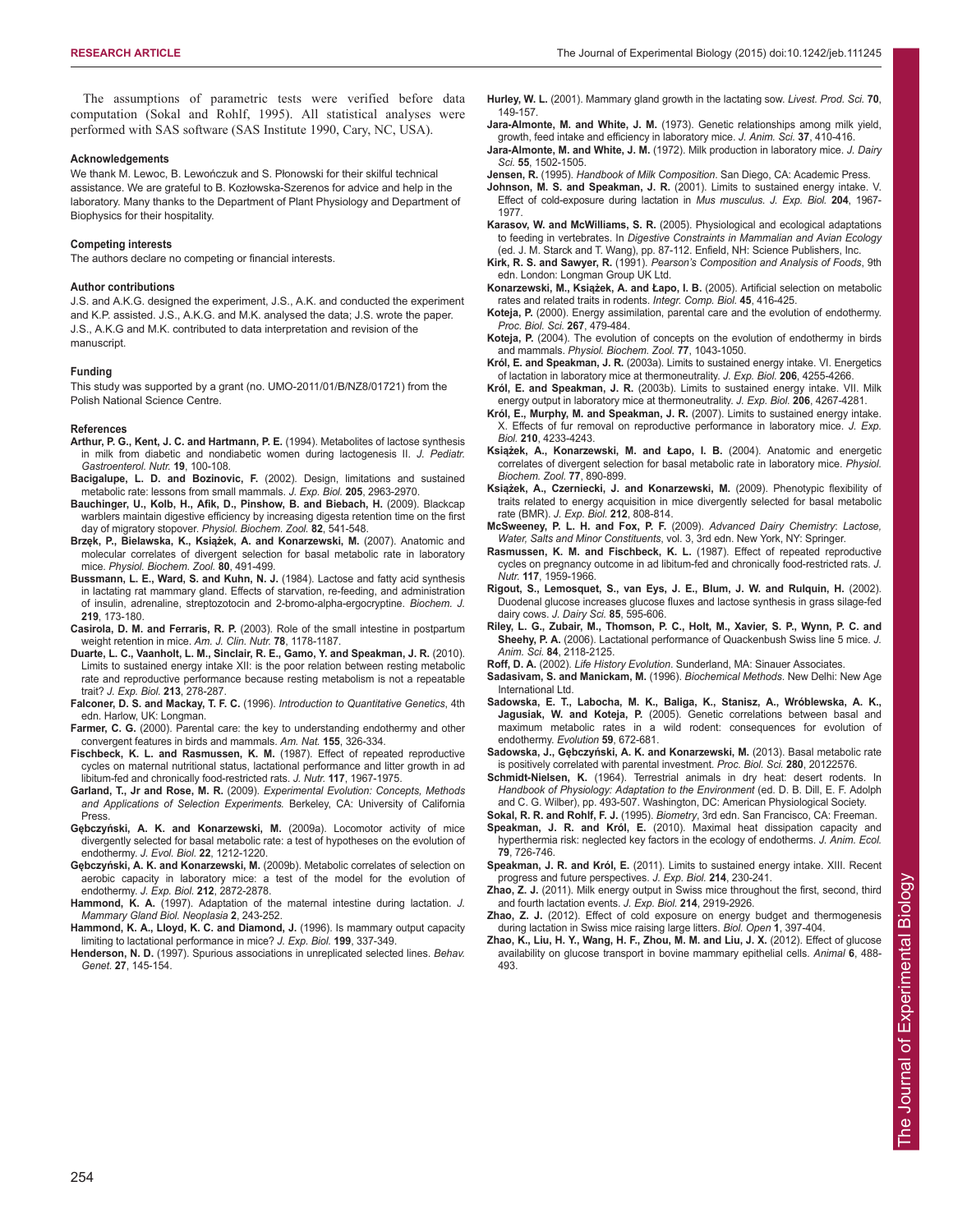The assumptions of parametric tests were verified before data computation (Sokal and Rohlf, 1995). All statistical analyses were performed with SAS software (SAS Institute 1990, Cary, NC, USA).

#### Acknowledgements

We thank M. Lewoc, B. Lewończuk and S. Płonowski for their skilful technical assistance. We are grateful to B. Kozłowska-Szerenos for advice and help in the laboratory. Many thanks to the Department of Plant Physiology and Department of Biophysics for their hospitality.

#### Competing interests

The authors declare no competing or financial interests.

#### Author contributions

J.S. and A.K.G. designed the experiment, J.S., A.K. and conducted the experiment and K.P. assisted. J.S., A.K.G. and M.K. analysed the data; J.S. wrote the paper. J.S., A.K.G and M.K. contributed to data interpretation and revision of the manuscript.

#### Funding

This study was supported by a grant (no. UMO-2011/01/B/NZ8/01721) from the Polish National Science Centre.

#### References

**Arthur, P. G., Kent, J. C. and Hartmann, P. E.** (1994). Metabolites of lactose synthesis in milk from diabetic and nondiabetic women during lactogenesis II. *J. Pediatr. Gastroenterol. Nutr.* **19**, 100-108.

**Bacigalupe, L. D. and Bozinovic, F.** (2002). Design, limitations and sustained metabolic rate: lessons from small mammals. *J. Exp. Biol.* **205**, 2963-2970.

**Bauchinger, U., Kolb, H., Afik, D., Pinshow, B. and Biebach, H.** (2009). Blackcap warblers maintain digestive efficiency by increasing digesta retention time on the first day of migratory stopover. *Physiol. Biochem. Zool.* **82**, 541-548.

**Brzęk, P., Bielawska, K., Książek, A. and Konarzewski, M.** (2007). Anatomic and molecular correlates of divergent selection for basal metabolic rate in laboratory mice. *Physiol. Biochem. Zool.* **80**, 491-499.

**Bussmann, L. E., Ward, S. and Kuhn, N. J.** (1984). Lactose and fatty acid synthesis in lactating rat mammary gland. Effects of starvation, re-feeding, and administration of insulin, adrenaline, streptozotocin and 2-bromo-alpha-ergocryptine. *Biochem. J.* **219**, 173-180.

**Casirola, D. M. and Ferraris, R. P.** (2003). Role of the small intestine in postpartum weight retention in mice. *Am. J. Clin. Nutr.* **78**, 1178-1187.

**Duarte, L. C., Vaanholt, L. M., Sinclair, R. E., Gamo, Y. and Speakman, J. R.** (2010). Limits to sustained energy intake XII: is the poor relation between resting metabolic rate and reproductive performance because resting metabolism is not a repeatable trait? *J. Exp. Biol.* **213**, 278-287.

**Falconer, D. S. and Mackay, T. F. C.** (1996). *Introduction to Quantitative Genetics*, 4th edn. Harlow, UK: Longman.

**Farmer, C. G.** (2000). Parental care: the key to understanding endothermy and other convergent features in birds and mammals. *Am. Nat.* **155**, 326-334.

**Fischbeck, K. L. and Rasmussen, K. M.** (1987). Effect of repeated reproductive cycles on maternal nutritional status, lactational performance and litter growth in ad libitum-fed and chronically food-restricted rats. *J. Nutr.* **117**, 1967-1975.

**Garland, T., Jr and Rose, M. R.** (2009). *Experimental Evolution: Concepts, Methods and Applications of Selection Experiments.* Berkeley, CA: University of California Press.

**Gębczyński, A. K. and Konarzewski, M.** (2009a). Locomotor activity of mice divergently selected for basal metabolic rate: a test of hypotheses on the evolution of endothermy. *J. Evol. Biol.* **22**, 1212-1220.

**Gębczyński, A. K. and Konarzewski, M.** (2009b). Metabolic correlates of selection on aerobic capacity in laboratory mice: a test of the model for the evolution of endothermy. *J. Exp. Biol.* **212**, 2872-2878.

**Hammond, K. A.** (1997). Adaptation of the maternal intestine during lactation. *J. Mammary Gland Biol. Neoplasia* **2**, 243-252.

**Hammond, K. A., Lloyd, K. C. and Diamond, J.** (1996). Is mammary output capacity limiting to lactational performance in mice? *J. Exp. Biol.* **199**, 337-349.

**Henderson, N. D.** (1997). Spurious associations in unreplicated selected lines. *Behav. Genet.* **27**, 145-154.

**Hurley, W. L.** (2001). Mammary gland growth in the lactating sow. *Livest. Prod. Sci.* **70**, 149-157.

**Jara-Almonte, M. and White, J. M.** (1973). Genetic relationships among milk yield, growth, feed intake and efficiency in laboratory mice. *J. Anim. Sci.* **37**, 410-416.

**Jara-Almonte, M. and White, J. M.** (1972). Milk production in laboratory mice. *J. Dairy Sci.* **55**, 1502-1505.

**Jensen, R.** (1995). *Handbook of Milk Composition*. San Diego, CA: Academic Press.

**Johnson, M. S. and Speakman, J. R.** (2001). Limits to sustained energy intake. V. Effect of cold-exposure during lactation in *Mus musculus*. *J. Exp. Biol.* **204**, 1967-1977.

**Karasov, W. and McWilliams, S. R.** (2005). Physiological and ecological adaptations to feeding in vertebrates. In *Digestive Constraints in Mammalian and Avian Ecology* (ed. J. M. Starck and T. Wang), pp. 87-112. Enfield, NH: Science Publishers, Inc.

**Kirk, R. S. and Sawyer, R.** (1991). *Pearson's Composition and Analysis of Foods*, 9th edn. London: Longman Group UK Ltd.

**Konarzewski, M., Książek, A. and Łapo, I. B.** (2005). Artificial selection on metabolic rates and related traits in rodents. *Integr. Comp. Biol.* **45**, 416-425.

**Koteja, P.** (2000). Energy assimilation, parental care and the evolution of endothermy. *Proc. Biol. Sci.* **267**, 479-484.

**Koteja, P.** (2004). The evolution of concepts on the evolution of endothermy in birds and mammals. *Physiol. Biochem. Zool.* **77**, 1043-1050.

**Król, E. and Speakman, J. R.** (2003a). Limits to sustained energy intake. VI. Energetics of lactation in laboratory mice at thermoneutrality. *J. Exp. Biol.* **206**, 4255-4266.

**Król, E. and Speakman, J. R.** (2003b). Limits to sustained energy intake. VII. Milk energy output in laboratory mice at thermoneutrality. *J. Exp. Biol.* **206**, 4267-4281.

**Król, E., Murphy, M. and Speakman, J. R.** (2007). Limits to sustained energy intake. X. Effects of fur removal on reproductive performance in laboratory mice. *J. Exp. Biol.* **210**, 4233-4243.

**Książek, A., Konarzewski, M. and Łapo, I. B.** (2004). Anatomic and energetic correlates of divergent selection for basal metabolic rate in laboratory mice. *Physiol. Biochem. Zool.* **77**, 890-899.

**Książek, A., Czerniecki, J. and Konarzewski, M.** (2009). Phenotypic flexibility of traits related to energy acquisition in mice divergently selected for basal metabolic rate (BMR). *J. Exp. Biol.* **212**, 808-814.

**McSweeney, P. L. H. and Fox, P. F.** (2009). *Advanced Dairy Chemistry*: *Lactose, Water, Salts and Minor Constituents*, vol. 3, 3rd edn. New York, NY: Springer.

**Rasmussen, K. M. and Fischbeck, K. L.** (1987). Effect of repeated reproductive cycles on pregnancy outcome in ad libitum-fed and chronically food-restricted rats. *J. Nutr.* **117**, 1959-1966.

**Rigout, S., Lemosquet, S., van Eys, J. E., Blum, J. W. and Rulquin, H.** (2002). Duodenal glucose increases glucose fluxes and lactose synthesis in grass silage-fed dairy cows. *J. Dairy Sci.* **85**, 595-606.

**Riley, L. G., Zubair, M., Thomson, P. C., Holt, M., Xavier, S. P., Wynn, P. C. and Sheehy, P. A.** (2006). Lactational performance of Quackenbush Swiss line 5 mice. *J. Anim. Sci.* **84**, 2118-2125.

**Roff, D. A.** (2002). *Life History Evolution*. Sunderland, MA: Sinauer Associates.

**Sadasivam, S. and Manickam, M.** (1996). *Biochemical Methods*. New Delhi: New Age International Ltd.

**Sadowska, E. T., Labocha, M. K., Baliga, K., Stanisz, A., Wróblewska, A. K., Jagusiak, W. and Koteja, P.** (2005). Genetic correlations between basal and maximum metabolic rates in a wild rodent: consequences for evolution of endothermy. *Evolution* **59**, 672-681.

**Sadowska, J., Gębczyński, A. K. and Konarzewski, M.** (2013). Basal metabolic rate is positively correlated with parental investment. *Proc. Biol. Sci.* **280**, 20122576.

**Schmidt-Nielsen, K.** (1964). Terrestrial animals in dry heat: desert rodents. In *Handbook of Physiology: Adaptation to the Environment* (ed. D. B. Dill, E. F. Adolph and C. G. Wilber), pp. 493-507. Washington, DC: American Physiological Society.

**Sokal, R. R. and Rohlf, F. J.** (1995). *Biometry*, 3rd edn. San Francisco, CA: Freeman.

**Speakman, J. R. and Król, E.** (2010). Maximal heat dissipation capacity and hyperthermia risk: neglected key factors in the ecology of endotherms. *J. Anim. Ecol.* **79**, 726-746.

**Speakman, J. R. and Król, E.** (2011). Limits to sustained energy intake. XIII. Recent progress and future perspectives. *J. Exp. Biol.* **214**, 230-241.

**Zhao, Z. J.** (2011). Milk energy output in Swiss mice throughout the first, second, third and fourth lactation events. *J. Exp. Biol.* **214**, 2919-2926.

**Zhao, Z. J.** (2012). Effect of cold exposure on energy budget and thermogenesis during lactation in Swiss mice raising large litters. *Biol. Open* **1**, 397-404.

**Zhao, K., Liu, H. Y., Wang, H. F., Zhou, M. M. and Liu, J. X.** (2012). Effect of glucose availability on glucose transport in bovine mammary epithelial cells. *Animal* **6**, 488-493.